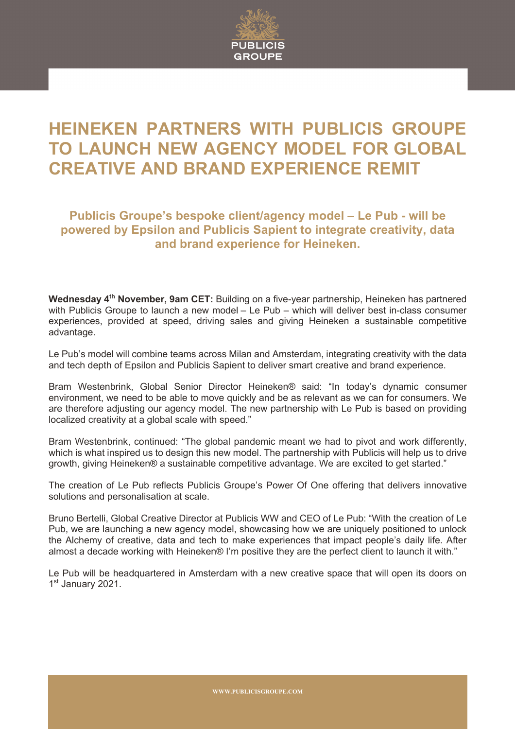# HEINEKEN PARTNERS WITH PUBLICIS GROUPE TO LAUNCH NEW AGENCY MODEL FOR GLOBAL CREATIVE AND BRAND EXPERIENCE REMIT

### Publicis Groupe's bespoke client/agency model – Le Pub - will be powered by Epsilon and Publicis Sapient to integrate creativity, data and brand experience for Heineken.

**Wednesday 4th November, 9am CET:** Building on a five-year partnership, Heineken has partnered with Publicis Groupe to launch a new model – Le Pub – which will deliver best in-class consumer experiences, provided at speed, driving sales and giving Heineken a sustainable competitive advantage.

Le Pub's model will combine teams across Milan and Amsterdam, integrating creativity with the data and tech depth of Epsilon and Publicis Sapient to deliver smart creative and brand experience.

Bram Westenbrink, Global Senior Director Heineken® said: "In today's dynamic consumer environment, we need to be able to move quickly and be as relevant as we can for consumers. We are therefore adjusting our agency model. The new partnership with Le Pub is based on providing localized creativity at a global scale with speed."

Bram Westenbrink, continued: "The global pandemic meant we had to pivot and work differently, which is what inspired us to design this new model. The partnership with Publicis will help us to drive growth, giving Heineken® a sustainable competitive advantage. We are excited to get started."

The creation of Le Pub reflects Publicis Groupe's Power Of One offering that delivers innovative solutions and personalisation at scale.

Bruno Bertelli, Global Creative Director at Publicis WW and CEO of Le Pub: "With the creation of Le Pub, we are launching a new agency model, showcasing how we are uniquely positioned to unlock the Alchemy of creative, data and tech to make experiences that impact people's daily life. After almost a decade working with Heineken® I'm positive they are the perfect client to launch it with."

Le Pub will be headquartered in Amsterdam with a new creative space that will open its doors on 1st January 2021.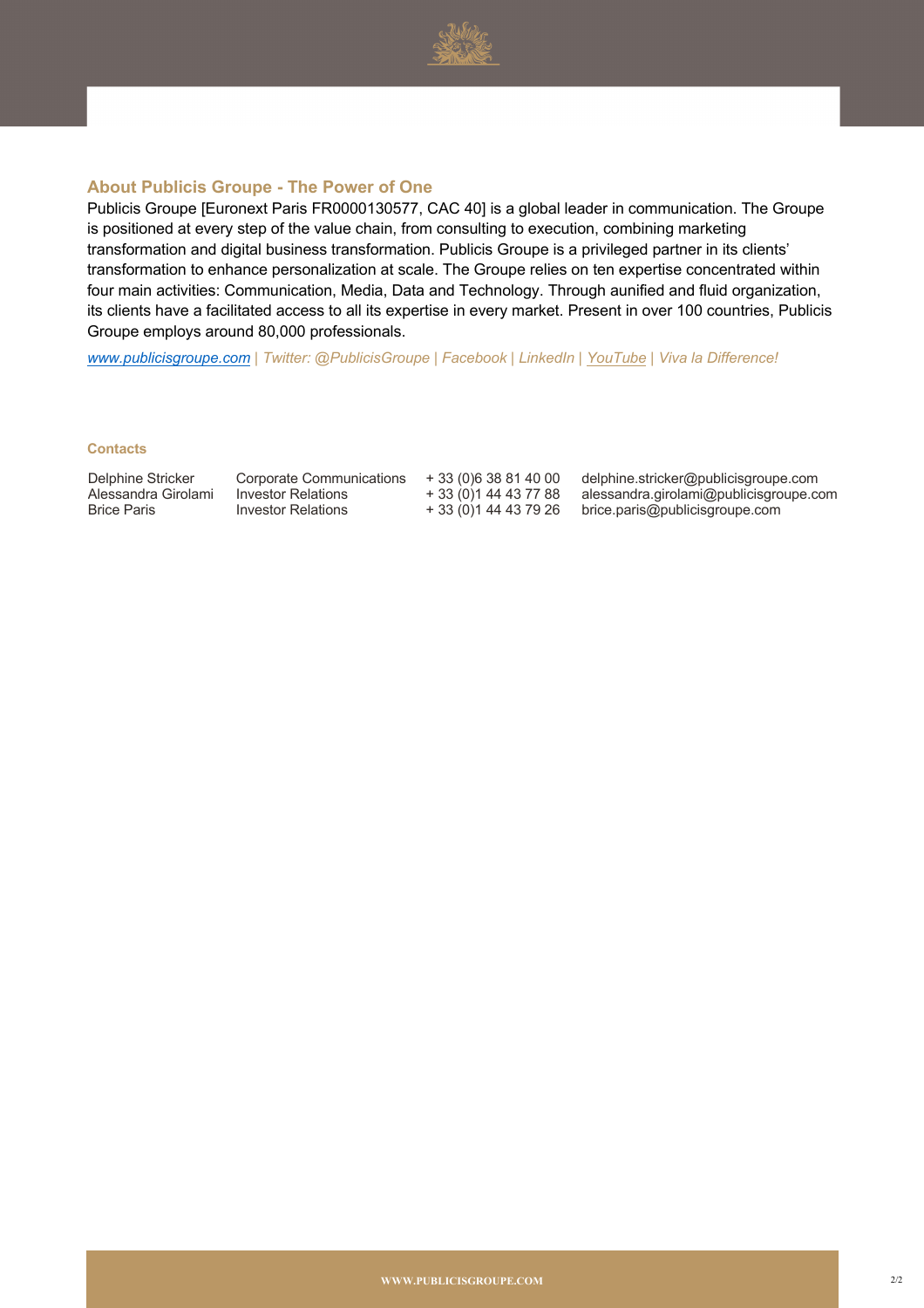## About Publicis Groupe - The Power of One

Publicis Groupe [Euronext Paris FR0000130577, CAC 40] is a global leader in communication. The Groupe is positioned at every step of the value chain, from consulting to execution, combining marketing transformation and digital business transformation. Publicis Groupe is a privileged partner in its clients' transformation to enhance personalization at scale. The Groupe relies on ten expertise concentrated within four main activities: Communication, Media, Data and Technology. Through aunified and fluid organization, its clients have a facilitated access to all its expertise in every market. Present in over 100 countries, Publicis Groupe employs around 80,000 professionals.

*www.publicisgroupe.com | Twitter: @PublicisGroupe | Facebook | LinkedIn | YouTube | Viva la Difference!*

### Contacts

| | | | |
|---|---|---|---|
| Delphine Stricker | Corporate Communications | + 33 (0)6 38 81 40 00 | delphine.stricker@publicisgroupe.com |
| Alessandra Girolami | Investor Relations | + 33 (0)1 44 43 77 88 | alessandra.girolami@publicisgroupe.com |
| Brice Paris | Investor Relations | + 33 (0)1 44 43 79 26 | brice.paris@publicisgroupe.com |